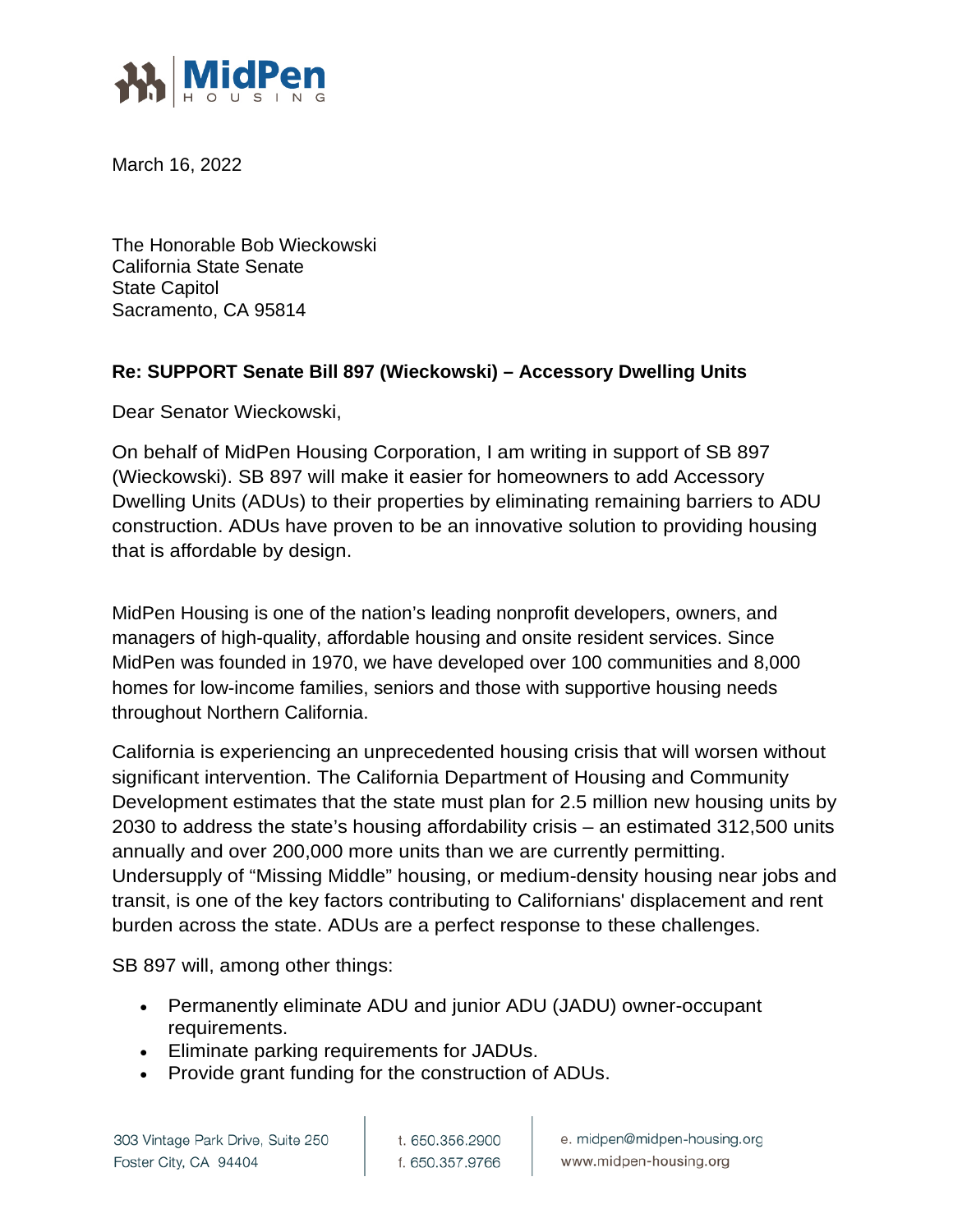March 16, 2022

The Honorable Bob Wieckowski
California State Senate
State Capitol
Sacramento, CA 95814

**Re: SUPPORT Senate Bill 897 (Wieckowski) – Accessory Dwelling Units**

Dear Senator Wieckowski,

On behalf of MidPen Housing Corporation, I am writing in support of SB 897 (Wieckowski). SB 897 will make it easier for homeowners to add Accessory Dwelling Units (ADUs) to their properties by eliminating remaining barriers to ADU construction. ADUs have proven to be an innovative solution to providing housing that is affordable by design.

MidPen Housing is one of the nation's leading nonprofit developers, owners, and managers of high-quality, affordable housing and onsite resident services. Since MidPen was founded in 1970, we have developed over 100 communities and 8,000 homes for low-income families, seniors and those with supportive housing needs throughout Northern California.

California is experiencing an unprecedented housing crisis that will worsen without significant intervention. The California Department of Housing and Community Development estimates that the state must plan for 2.5 million new housing units by 2030 to address the state's housing affordability crisis – an estimated 312,500 units annually and over 200,000 more units than we are currently permitting. Undersupply of "Missing Middle" housing, or medium-density housing near jobs and transit, is one of the key factors contributing to Californians' displacement and rent burden across the state. ADUs are a perfect response to these challenges.

SB 897 will, among other things:

- Permanently eliminate ADU and junior ADU (JADU) owner-occupant requirements.
- Eliminate parking requirements for JADUs.
- Provide grant funding for the construction of ADUs.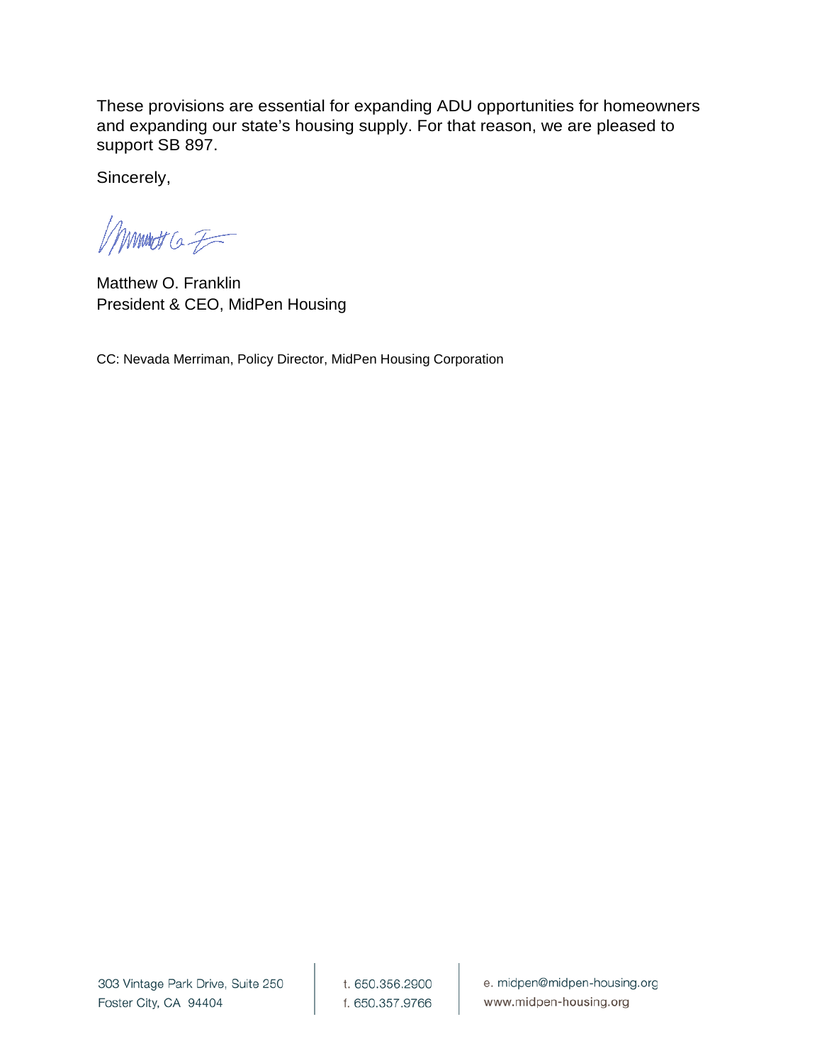These provisions are essential for expanding ADU opportunities for homeowners and expanding our state's housing supply. For that reason, we are pleased to support SB 897.

Sincerely,

Matthew O. Franklin
President & CEO, MidPen Housing

CC: Nevada Merriman, Policy Director, MidPen Housing Corporation

303 Vintage Park Drive, Suite 250
Foster City, CA 94404

t. 650.356.2900
f. 650.357.9766

e. midpen@midpen-housing.org
www.midpen-housing.org